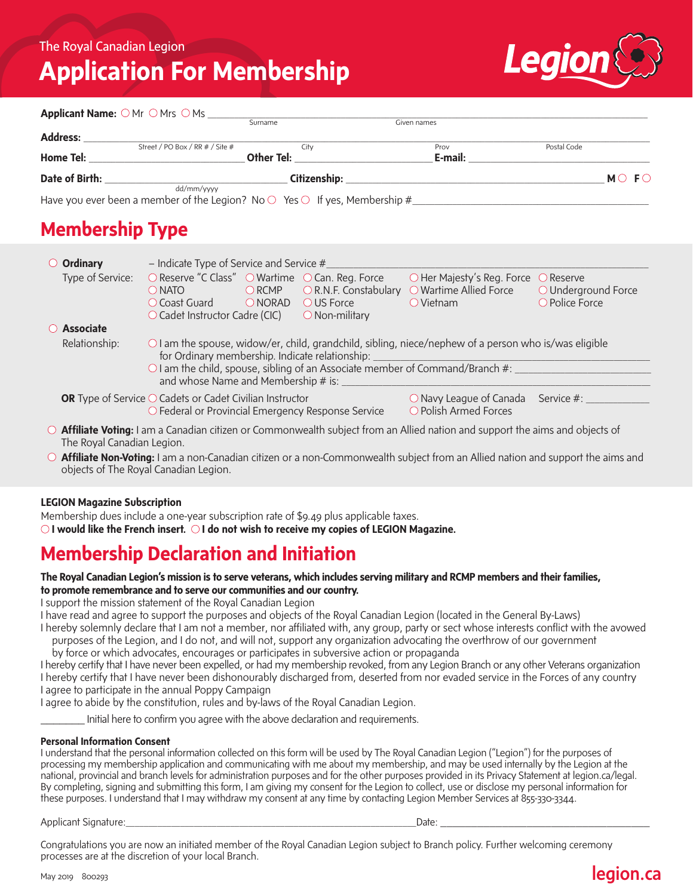The Royal Canadian Legion

# Application For Membership

**Applicant Name:** ○ Mr ○ Mrs ○ Ms ______________________ (Surname) ______________________ (Given names)

**Address:** ______________________ (Street / PO Box / RR # / Site #) ______________________ (City) ______ (Prov) ______ (Postal Code)

**Home Tel:** ______________________ **Other Tel:** ______________________ **E-mail:** ______________________

**Date of Birth:** ______________________ (dd/mm/yyyy) **Citizenship:** ______________________ **M** ○ **F** ○

Have you ever been a member of the Legion? No ○ Yes ○ If yes, Membership #______________________

## Membership Type

○ **Ordinary** – Indicate Type of Service and Service #______________________

Type of Service:
○ Reserve "C Class" ○ Wartime ○ Can. Reg. Force ○ Her Majesty's Reg. Force ○ Reserve
○ NATO ○ RCMP ○ R.N.F. Constabulary ○ Wartime Allied Force ○ Underground Force
○ Coast Guard ○ NORAD ○ US Force ○ Vietnam ○ Police Force
○ Cadet Instructor Cadre (CIC) ○ Non-military

○ **Associate**

Relationship:
○ I am the spouse, widow/er, child, grandchild, sibling, niece/nephew of a person who is/was eligible for Ordinary membership. Indicate relationship: ______________________
○ I am the child, spouse, sibling of an Associate member of Command/Branch #: ______________________ and whose Name and Membership # is: ______________________

**OR** Type of Service ○ Cadets or Cadet Civilian Instructor ○ Navy League of Canada Service #: ____________
○ Federal or Provincial Emergency Response Service ○ Polish Armed Forces

○ **Affiliate Voting:** I am a Canadian citizen or Commonwealth subject from an Allied nation and support the aims and objects of The Royal Canadian Legion.

○ **Affiliate Non-Voting:** I am a non-Canadian citizen or a non-Commonwealth subject from an Allied nation and support the aims and objects of The Royal Canadian Legion.

**LEGION Magazine Subscription**

Membership dues include a one-year subscription rate of $9.49 plus applicable taxes.

○ **I would like the French insert.** ○ **I do not wish to receive my copies of LEGION Magazine.**

## Membership Declaration and Initiation

**The Royal Canadian Legion's mission is to serve veterans, which includes serving military and RCMP members and their families, to promote remembrance and to serve our communities and our country.**

I support the mission statement of the Royal Canadian Legion

I have read and agree to support the purposes and objects of the Royal Canadian Legion (located in the General By-Laws)

I hereby solemnly declare that I am not a member, nor affiliated with, any group, party or sect whose interests conflict with the avowed purposes of the Legion, and I do not, and will not, support any organization advocating the overthrow of our government by force or which advocates, encourages or participates in subversive action or propaganda

I hereby certify that I have never been expelled, or had my membership revoked, from any Legion Branch or any other Veterans organization

I hereby certify that I have never been dishonourably discharged from, deserted from nor evaded service in the Forces of any country

I agree to participate in the annual Poppy Campaign

I agree to abide by the constitution, rules and by-laws of the Royal Canadian Legion.

________ Initial here to confirm you agree with the above declaration and requirements.

**Personal Information Consent**

I understand that the personal information collected on this form will be used by The Royal Canadian Legion ("Legion") for the purposes of processing my membership application and communicating with me about my membership, and may be used internally by the Legion at the national, provincial and branch levels for administration purposes and for the other purposes provided in its Privacy Statement at legion.ca/legal. By completing, signing and submitting this form, I am giving my consent for the Legion to collect, use or disclose my personal information for these purposes. I understand that I may withdraw my consent at any time by contacting Legion Member Services at 855-330-3344.

Applicant Signature:______________________ Date: ______________________

Congratulations you are now an initiated member of the Royal Canadian Legion subject to Branch policy. Further welcoming ceremony processes are at the discretion of your local Branch.

May 2019 800293

legion.ca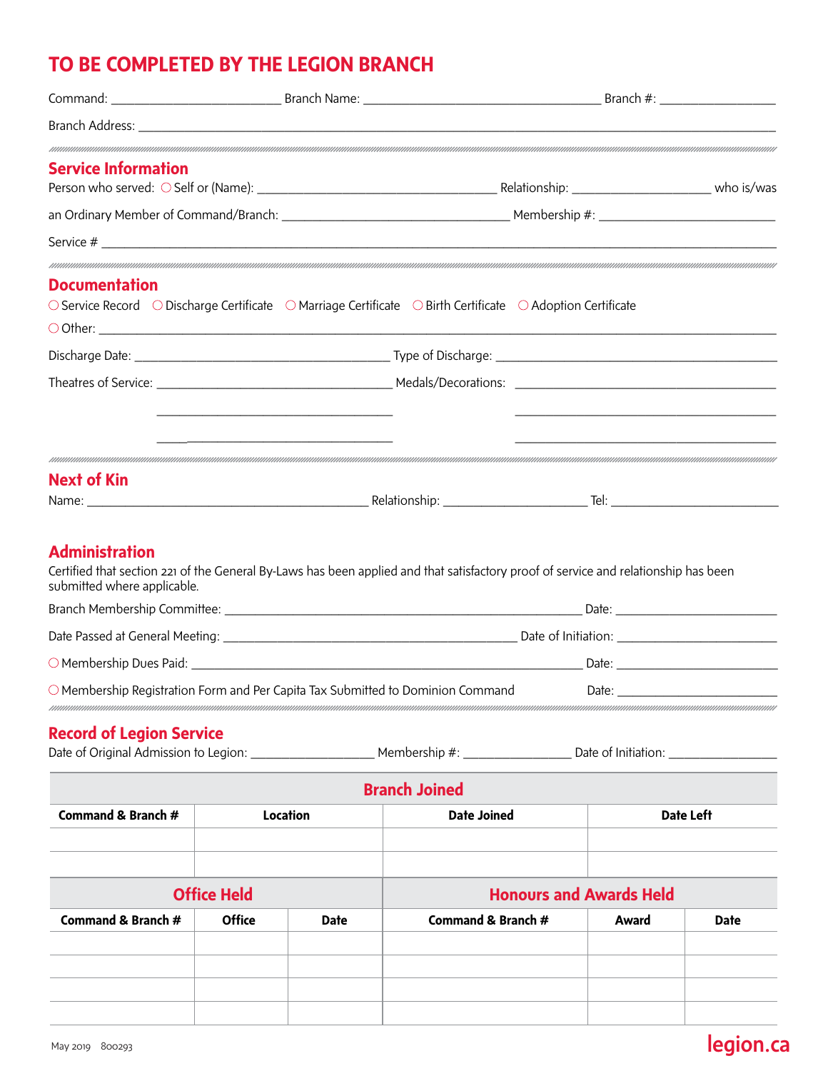# TO BE COMPLETED BY THE LEGION BRANCH

Command: ______________________ Branch Name: ______________________________ Branch #: ________________

Branch Address: ______________________________________________________________________________

## Service Information

Person who served: ○ Self or (Name): ______________________________ Relationship: __________________ who is/was

an Ordinary Member of Command/Branch: ______________________________ Membership #: ______________________

Service # ______________________________________________________________________________

## Documentation

○ Service Record ○ Discharge Certificate ○ Marriage Certificate ○ Birth Certificate ○ Adoption Certificate

○ Other: ______________________________________________________________________________

Discharge Date: ________________________________ Type of Discharge: ____________________________________

Theatres of Service: ______________________________ Medals/Decorations: ________________________________

______________________________ ________________________________

______________________________ ________________________________

## Next of Kin

Name: ____________________________________ Relationship: __________________ Tel: ______________________

## Administration

Certified that section 221 of the General By-Laws has been applied and that satisfactory proof of service and relationship has been submitted where applicable.

Branch Membership Committee: ____________________________________________ Date: ______________________

Date Passed at General Meeting: ______________________________________ Date of Initiation: ____________________

○ Membership Dues Paid: ________________________________________________ Date: ______________________

○ Membership Registration Form and Per Capita Tax Submitted to Dominion Command Date: ______________________

## Record of Legion Service

Date of Original Admission to Legion: ________________ Membership #: ______________ Date of Initiation: ______________

| Branch Joined | | | |
|---|---|---|---|
| **Command & Branch #** | **Location** | **Date Joined** | **Date Left** |
| | | | |
| | | | |

| Office Held | | | Honours and Awards Held | | |
|---|---|---|---|---|---|
| **Command & Branch #** | **Office** | **Date** | **Command & Branch #** | **Award** | **Date** |
| | | | | | |
| | | | | | |
| | | | | | |
| | | | | | |

May 2019 800293

legion.ca